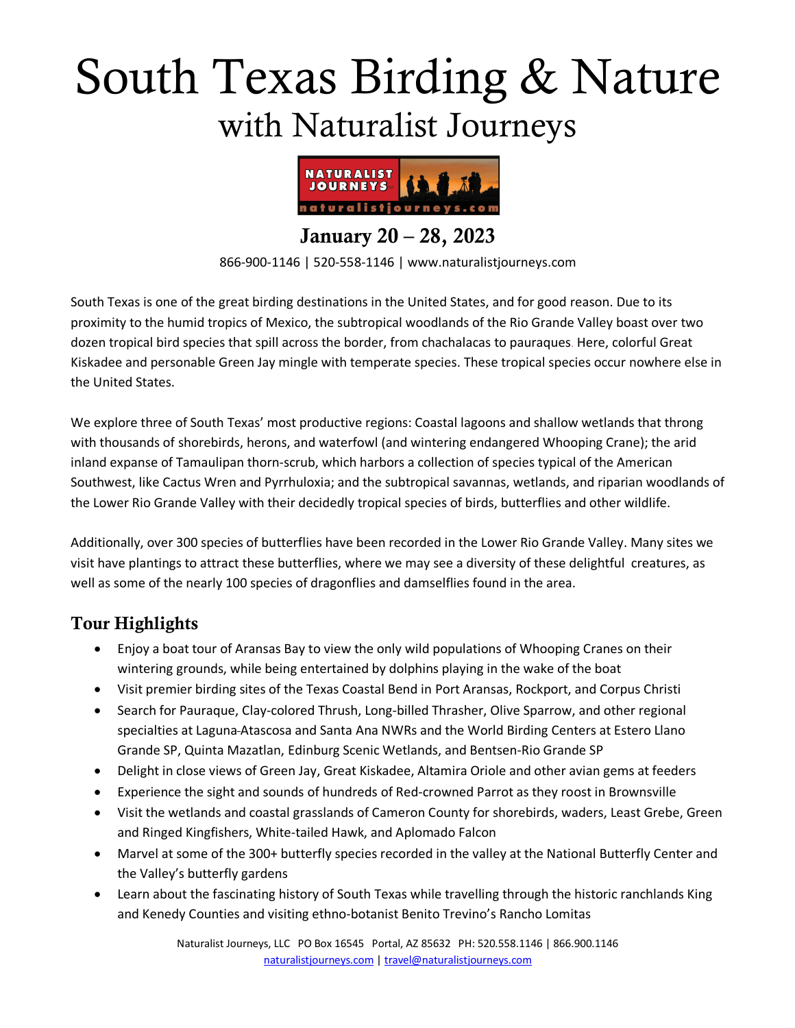# South Texas Birding & Nature

## with Naturalist Journeys

**January 20 – 28, 2023**

866-900-1146 | 520-558-1146 | www.naturalistjourneys.com

South Texas is one of the great birding destinations in the United States, and for good reason. Due to its proximity to the humid tropics of Mexico, the subtropical woodlands of the Rio Grande Valley boast over two dozen tropical bird species that spill across the border, from chachalacas to pauraques. Here, colorful Great Kiskadee and personable Green Jay mingle with temperate species. These tropical species occur nowhere else in the United States.

We explore three of South Texas' most productive regions: Coastal lagoons and shallow wetlands that throng with thousands of shorebirds, herons, and waterfowl (and wintering endangered Whooping Crane); the arid inland expanse of Tamaulipan thorn-scrub, which harbors a collection of species typical of the American Southwest, like Cactus Wren and Pyrrhuloxia; and the subtropical savannas, wetlands, and riparian woodlands of the Lower Rio Grande Valley with their decidedly tropical species of birds, butterflies and other wildlife.

Additionally, over 300 species of butterflies have been recorded in the Lower Rio Grande Valley. Many sites we visit have plantings to attract these butterflies, where we may see a diversity of these delightful creatures, as well as some of the nearly 100 species of dragonflies and damselflies found in the area.

## Tour Highlights

- Enjoy a boat tour of Aransas Bay to view the only wild populations of Whooping Cranes on their wintering grounds, while being entertained by dolphins playing in the wake of the boat
- Visit premier birding sites of the Texas Coastal Bend in Port Aransas, Rockport, and Corpus Christi
- Search for Pauraque, Clay-colored Thrush, Long-billed Thrasher, Olive Sparrow, and other regional specialties at Laguna Atascosa and Santa Ana NWRs and the World Birding Centers at Estero Llano Grande SP, Quinta Mazatlan, Edinburg Scenic Wetlands, and Bentsen-Rio Grande SP
- Delight in close views of Green Jay, Great Kiskadee, Altamira Oriole and other avian gems at feeders
- Experience the sight and sounds of hundreds of Red-crowned Parrot as they roost in Brownsville
- Visit the wetlands and coastal grasslands of Cameron County for shorebirds, waders, Least Grebe, Green and Ringed Kingfishers, White-tailed Hawk, and Aplomado Falcon
- Marvel at some of the 300+ butterfly species recorded in the valley at the National Butterfly Center and the Valley's butterfly gardens
- Learn about the fascinating history of South Texas while travelling through the historic ranchlands King and Kenedy Counties and visiting ethno-botanist Benito Trevino's Rancho Lomitas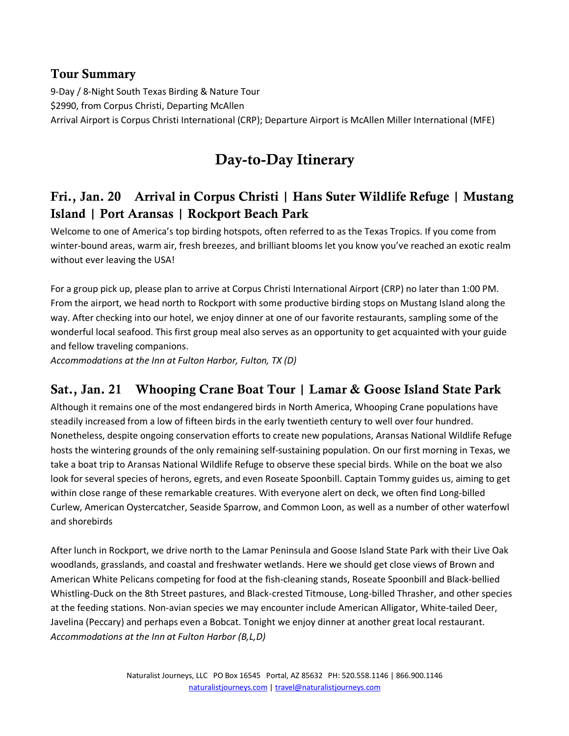## Tour Summary

9-Day / 8-Night South Texas Birding & Nature Tour
$2990, from Corpus Christi, Departing McAllen
Arrival Airport is Corpus Christi International (CRP); Departure Airport is McAllen Miller International (MFE)

# Day-to-Day Itinerary

## Fri., Jan. 20 Arrival in Corpus Christi | Hans Suter Wildlife Refuge | Mustang Island | Port Aransas | Rockport Beach Park

Welcome to one of America's top birding hotspots, often referred to as the Texas Tropics. If you come from winter-bound areas, warm air, fresh breezes, and brilliant blooms let you know you've reached an exotic realm without ever leaving the USA!

For a group pick up, please plan to arrive at Corpus Christi International Airport (CRP) no later than 1:00 PM. From the airport, we head north to Rockport with some productive birding stops on Mustang Island along the way. After checking into our hotel, we enjoy dinner at one of our favorite restaurants, sampling some of the wonderful local seafood. This first group meal also serves as an opportunity to get acquainted with your guide and fellow traveling companions.

*Accommodations at the Inn at Fulton Harbor, Fulton, TX (D)*

## Sat., Jan. 21 Whooping Crane Boat Tour | Lamar & Goose Island State Park

Although it remains one of the most endangered birds in North America, Whooping Crane populations have steadily increased from a low of fifteen birds in the early twentieth century to well over four hundred. Nonetheless, despite ongoing conservation efforts to create new populations, Aransas National Wildlife Refuge hosts the wintering grounds of the only remaining self-sustaining population. On our first morning in Texas, we take a boat trip to Aransas National Wildlife Refuge to observe these special birds. While on the boat we also look for several species of herons, egrets, and even Roseate Spoonbill. Captain Tommy guides us, aiming to get within close range of these remarkable creatures. With everyone alert on deck, we often find Long-billed Curlew, American Oystercatcher, Seaside Sparrow, and Common Loon, as well as a number of other waterfowl and shorebirds

After lunch in Rockport, we drive north to the Lamar Peninsula and Goose Island State Park with their Live Oak woodlands, grasslands, and coastal and freshwater wetlands. Here we should get close views of Brown and American White Pelicans competing for food at the fish-cleaning stands, Roseate Spoonbill and Black-bellied Whistling-Duck on the 8th Street pastures, and Black-crested Titmouse, Long-billed Thrasher, and other species at the feeding stations. Non-avian species we may encounter include American Alligator, White-tailed Deer, Javelina (Peccary) and perhaps even a Bobcat. Tonight we enjoy dinner at another great local restaurant.

*Accommodations at the Inn at Fulton Harbor (B,L,D)*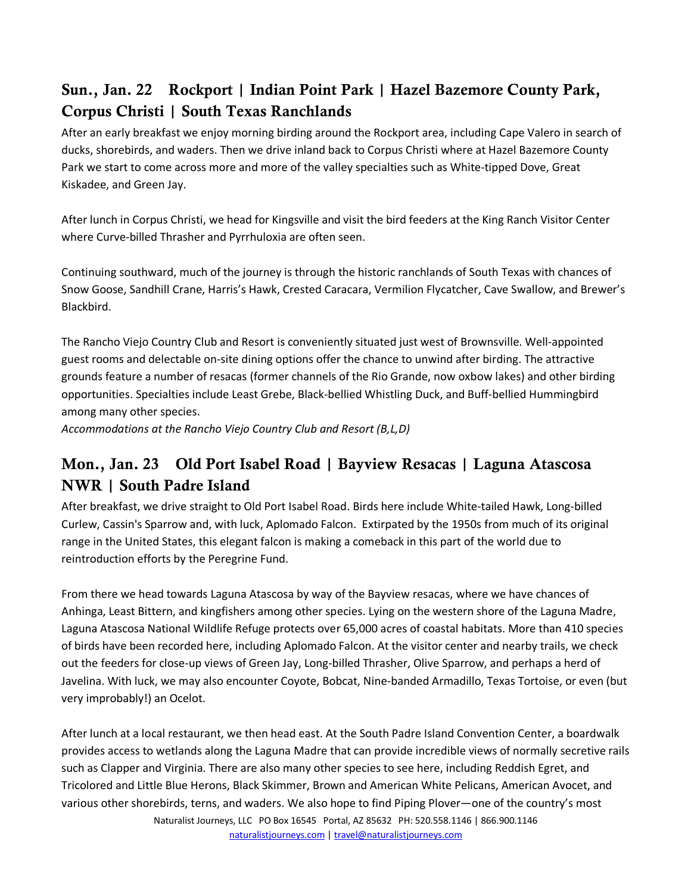## Sun., Jan. 22 Rockport | Indian Point Park | Hazel Bazemore County Park, Corpus Christi | South Texas Ranchlands

After an early breakfast we enjoy morning birding around the Rockport area, including Cape Valero in search of ducks, shorebirds, and waders. Then we drive inland back to Corpus Christi where at Hazel Bazemore County Park we start to come across more and more of the valley specialties such as White-tipped Dove, Great Kiskadee, and Green Jay.

After lunch in Corpus Christi, we head for Kingsville and visit the bird feeders at the King Ranch Visitor Center where Curve-billed Thrasher and Pyrrhuloxia are often seen.

Continuing southward, much of the journey is through the historic ranchlands of South Texas with chances of Snow Goose, Sandhill Crane, Harris's Hawk, Crested Caracara, Vermilion Flycatcher, Cave Swallow, and Brewer's Blackbird.

The Rancho Viejo Country Club and Resort is conveniently situated just west of Brownsville. Well-appointed guest rooms and delectable on-site dining options offer the chance to unwind after birding. The attractive grounds feature a number of resacas (former channels of the Rio Grande, now oxbow lakes) and other birding opportunities. Specialties include Least Grebe, Black-bellied Whistling Duck, and Buff-bellied Hummingbird among many other species.

*Accommodations at the Rancho Viejo Country Club and Resort (B,L,D)*

## Mon., Jan. 23 Old Port Isabel Road | Bayview Resacas | Laguna Atascosa NWR | South Padre Island

After breakfast, we drive straight to Old Port Isabel Road. Birds here include White-tailed Hawk, Long-billed Curlew, Cassin's Sparrow and, with luck, Aplomado Falcon. Extirpated by the 1950s from much of its original range in the United States, this elegant falcon is making a comeback in this part of the world due to reintroduction efforts by the Peregrine Fund.

From there we head towards Laguna Atascosa by way of the Bayview resacas, where we have chances of Anhinga, Least Bittern, and kingfishers among other species. Lying on the western shore of the Laguna Madre, Laguna Atascosa National Wildlife Refuge protects over 65,000 acres of coastal habitats. More than 410 species of birds have been recorded here, including Aplomado Falcon. At the visitor center and nearby trails, we check out the feeders for close-up views of Green Jay, Long-billed Thrasher, Olive Sparrow, and perhaps a herd of Javelina. With luck, we may also encounter Coyote, Bobcat, Nine-banded Armadillo, Texas Tortoise, or even (but very improbably!) an Ocelot.

After lunch at a local restaurant, we then head east. At the South Padre Island Convention Center, a boardwalk provides access to wetlands along the Laguna Madre that can provide incredible views of normally secretive rails such as Clapper and Virginia. There are also many other species to see here, including Reddish Egret, and Tricolored and Little Blue Herons, Black Skimmer, Brown and American White Pelicans, American Avocet, and various other shorebirds, terns, and waders. We also hope to find Piping Plover—one of the country's most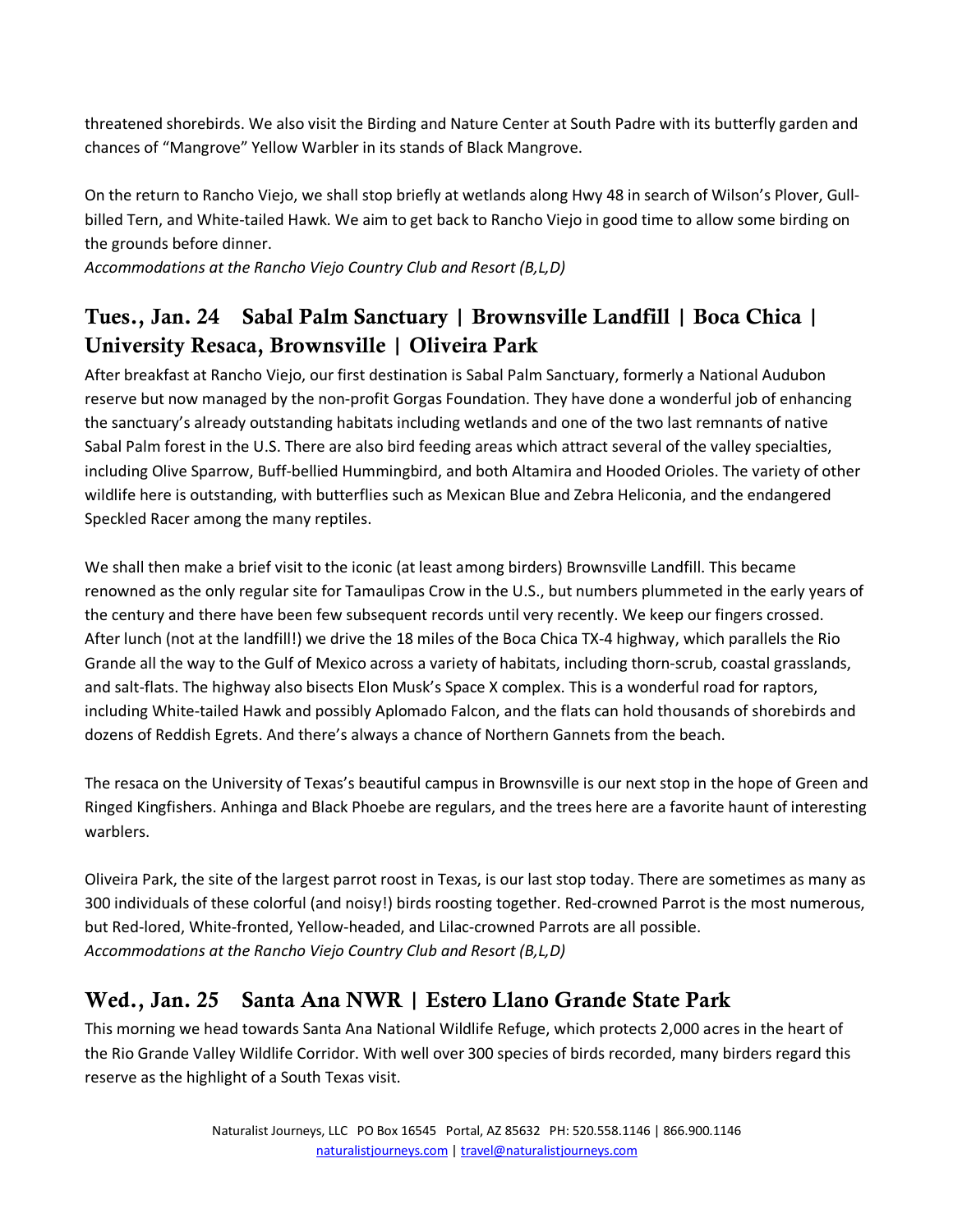threatened shorebirds. We also visit the Birding and Nature Center at South Padre with its butterfly garden and chances of "Mangrove" Yellow Warbler in its stands of Black Mangrove.

On the return to Rancho Viejo, we shall stop briefly at wetlands along Hwy 48 in search of Wilson's Plover, Gull-billed Tern, and White-tailed Hawk. We aim to get back to Rancho Viejo in good time to allow some birding on the grounds before dinner.

*Accommodations at the Rancho Viejo Country Club and Resort (B,L,D)*

## Tues., Jan. 24 Sabal Palm Sanctuary | Brownsville Landfill | Boca Chica | University Resaca, Brownsville | Oliveira Park

After breakfast at Rancho Viejo, our first destination is Sabal Palm Sanctuary, formerly a National Audubon reserve but now managed by the non-profit Gorgas Foundation. They have done a wonderful job of enhancing the sanctuary's already outstanding habitats including wetlands and one of the two last remnants of native Sabal Palm forest in the U.S. There are also bird feeding areas which attract several of the valley specialties, including Olive Sparrow, Buff-bellied Hummingbird, and both Altamira and Hooded Orioles. The variety of other wildlife here is outstanding, with butterflies such as Mexican Blue and Zebra Heliconia, and the endangered Speckled Racer among the many reptiles.

We shall then make a brief visit to the iconic (at least among birders) Brownsville Landfill. This became renowned as the only regular site for Tamaulipas Crow in the U.S., but numbers plummeted in the early years of the century and there have been few subsequent records until very recently. We keep our fingers crossed. After lunch (not at the landfill!) we drive the 18 miles of the Boca Chica TX-4 highway, which parallels the Rio Grande all the way to the Gulf of Mexico across a variety of habitats, including thorn-scrub, coastal grasslands, and salt-flats. The highway also bisects Elon Musk's Space X complex. This is a wonderful road for raptors, including White-tailed Hawk and possibly Aplomado Falcon, and the flats can hold thousands of shorebirds and dozens of Reddish Egrets. And there's always a chance of Northern Gannets from the beach.

The resaca on the University of Texas's beautiful campus in Brownsville is our next stop in the hope of Green and Ringed Kingfishers. Anhinga and Black Phoebe are regulars, and the trees here are a favorite haunt of interesting warblers.

Oliveira Park, the site of the largest parrot roost in Texas, is our last stop today. There are sometimes as many as 300 individuals of these colorful (and noisy!) birds roosting together. Red-crowned Parrot is the most numerous, but Red-lored, White-fronted, Yellow-headed, and Lilac-crowned Parrots are all possible.

*Accommodations at the Rancho Viejo Country Club and Resort (B,L,D)*

## Wed., Jan. 25 Santa Ana NWR | Estero Llano Grande State Park

This morning we head towards Santa Ana National Wildlife Refuge, which protects 2,000 acres in the heart of the Rio Grande Valley Wildlife Corridor. With well over 300 species of birds recorded, many birders regard this reserve as the highlight of a South Texas visit.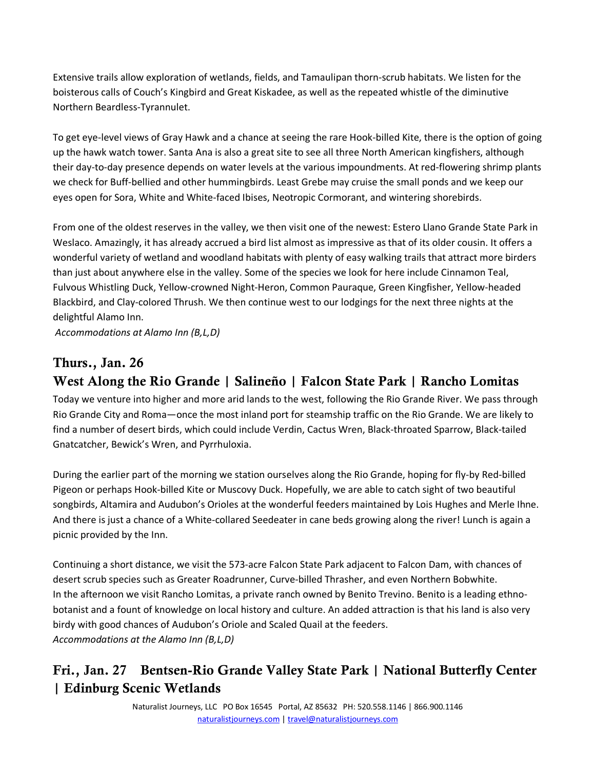Extensive trails allow exploration of wetlands, fields, and Tamaulipan thorn-scrub habitats. We listen for the boisterous calls of Couch's Kingbird and Great Kiskadee, as well as the repeated whistle of the diminutive Northern Beardless-Tyrannulet.

To get eye-level views of Gray Hawk and a chance at seeing the rare Hook-billed Kite, there is the option of going up the hawk watch tower. Santa Ana is also a great site to see all three North American kingfishers, although their day-to-day presence depends on water levels at the various impoundments. At red-flowering shrimp plants we check for Buff-bellied and other hummingbirds. Least Grebe may cruise the small ponds and we keep our eyes open for Sora, White and White-faced Ibises, Neotropic Cormorant, and wintering shorebirds.

From one of the oldest reserves in the valley, we then visit one of the newest: Estero Llano Grande State Park in Weslaco. Amazingly, it has already accrued a bird list almost as impressive as that of its older cousin. It offers a wonderful variety of wetland and woodland habitats with plenty of easy walking trails that attract more birders than just about anywhere else in the valley. Some of the species we look for here include Cinnamon Teal, Fulvous Whistling Duck, Yellow-crowned Night-Heron, Common Pauraque, Green Kingfisher, Yellow-headed Blackbird, and Clay-colored Thrush. We then continue west to our lodgings for the next three nights at the delightful Alamo Inn.

*Accommodations at Alamo Inn (B,L,D)*

## Thurs., Jan. 26
## West Along the Rio Grande | Salineño | Falcon State Park | Rancho Lomitas

Today we venture into higher and more arid lands to the west, following the Rio Grande River. We pass through Rio Grande City and Roma—once the most inland port for steamship traffic on the Rio Grande. We are likely to find a number of desert birds, which could include Verdin, Cactus Wren, Black-throated Sparrow, Black-tailed Gnatcatcher, Bewick's Wren, and Pyrrhuloxia.

During the earlier part of the morning we station ourselves along the Rio Grande, hoping for fly-by Red-billed Pigeon or perhaps Hook-billed Kite or Muscovy Duck. Hopefully, we are able to catch sight of two beautiful songbirds, Altamira and Audubon's Orioles at the wonderful feeders maintained by Lois Hughes and Merle Ihne. And there is just a chance of a White-collared Seedeater in cane beds growing along the river! Lunch is again a picnic provided by the Inn.

Continuing a short distance, we visit the 573-acre Falcon State Park adjacent to Falcon Dam, with chances of desert scrub species such as Greater Roadrunner, Curve-billed Thrasher, and even Northern Bobwhite. In the afternoon we visit Rancho Lomitas, a private ranch owned by Benito Trevino. Benito is a leading ethno-botanist and a fount of knowledge on local history and culture. An added attraction is that his land is also very birdy with good chances of Audubon's Oriole and Scaled Quail at the feeders.

*Accommodations at the Alamo Inn (B,L,D)*

## Fri., Jan. 27 Bentsen-Rio Grande Valley State Park | National Butterfly Center | Edinburg Scenic Wetlands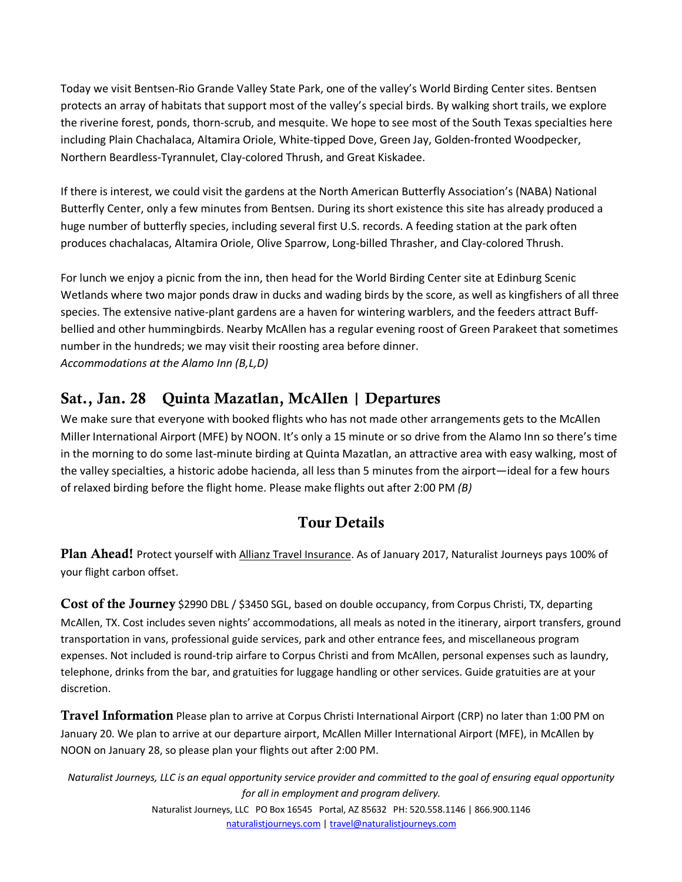Today we visit Bentsen-Rio Grande Valley State Park, one of the valley's World Birding Center sites. Bentsen protects an array of habitats that support most of the valley's special birds. By walking short trails, we explore the riverine forest, ponds, thorn-scrub, and mesquite. We hope to see most of the South Texas specialties here including Plain Chachalaca, Altamira Oriole, White-tipped Dove, Green Jay, Golden-fronted Woodpecker, Northern Beardless-Tyrannulet, Clay-colored Thrush, and Great Kiskadee.

If there is interest, we could visit the gardens at the North American Butterfly Association's (NABA) National Butterfly Center, only a few minutes from Bentsen. During its short existence this site has already produced a huge number of butterfly species, including several first U.S. records. A feeding station at the park often produces chachalacas, Altamira Oriole, Olive Sparrow, Long-billed Thrasher, and Clay-colored Thrush.

For lunch we enjoy a picnic from the inn, then head for the World Birding Center site at Edinburg Scenic Wetlands where two major ponds draw in ducks and wading birds by the score, as well as kingfishers of all three species. The extensive native-plant gardens are a haven for wintering warblers, and the feeders attract Buff-bellied and other hummingbirds. Nearby McAllen has a regular evening roost of Green Parakeet that sometimes number in the hundreds; we may visit their roosting area before dinner.
*Accommodations at the Alamo Inn (B,L,D)*

## Sat., Jan. 28 Quinta Mazatlan, McAllen | Departures

We make sure that everyone with booked flights who has not made other arrangements gets to the McAllen Miller International Airport (MFE) by NOON. It's only a 15 minute or so drive from the Alamo Inn so there's time in the morning to do some last-minute birding at Quinta Mazatlan, an attractive area with easy walking, most of the valley specialties, a historic adobe hacienda, all less than 5 minutes from the airport—ideal for a few hours of relaxed birding before the flight home. Please make flights out after 2:00 PM *(B)*

## Tour Details

**Plan Ahead!** Protect yourself with Allianz Travel Insurance. As of January 2017, Naturalist Journeys pays 100% of your flight carbon offset.

**Cost of the Journey** $2990 DBL / $3450 SGL, based on double occupancy, from Corpus Christi, TX, departing McAllen, TX. Cost includes seven nights' accommodations, all meals as noted in the itinerary, airport transfers, ground transportation in vans, professional guide services, park and other entrance fees, and miscellaneous program expenses. Not included is round-trip airfare to Corpus Christi and from McAllen, personal expenses such as laundry, telephone, drinks from the bar, and gratuities for luggage handling or other services. Guide gratuities are at your discretion.

**Travel Information** Please plan to arrive at Corpus Christi International Airport (CRP) no later than 1:00 PM on January 20. We plan to arrive at our departure airport, McAllen Miller International Airport (MFE), in McAllen by NOON on January 28, so please plan your flights out after 2:00 PM.

*Naturalist Journeys, LLC is an equal opportunity service provider and committed to the goal of ensuring equal opportunity for all in employment and program delivery.*

Naturalist Journeys, LLC PO Box 16545 Portal, AZ 85632 PH: 520.558.1146 | 866.900.1146
naturalistjourneys.com | travel@naturalistjourneys.com